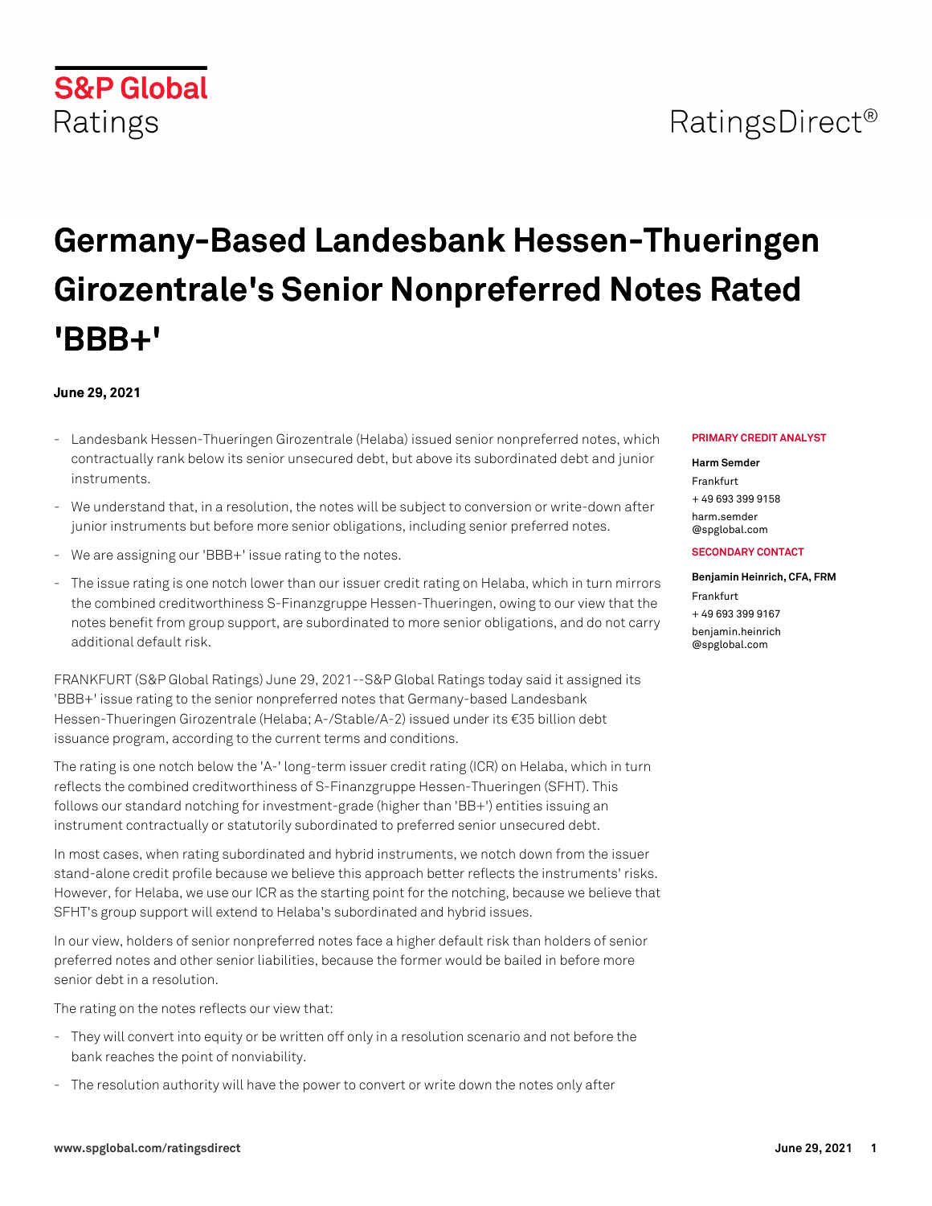# Germany-Based Landesbank Hessen-Thueringen Girozentrale's Senior Nonpreferred Notes Rated 'BBB+'

**June 29, 2021**

- Landesbank Hessen-Thueringen Girozentrale (Helaba) issued senior nonpreferred notes, which contractually rank below its senior unsecured debt, but above its subordinated debt and junior instruments.
- We understand that, in a resolution, the notes will be subject to conversion or write-down after junior instruments but before more senior obligations, including senior preferred notes.
- We are assigning our 'BBB+' issue rating to the notes.
- The issue rating is one notch lower than our issuer credit rating on Helaba, which in turn mirrors the combined creditworthiness S-Finanzgruppe Hessen-Thueringen, owing to our view that the notes benefit from group support, are subordinated to more senior obligations, and do not carry additional default risk.

**PRIMARY CREDIT ANALYST**

**Harm Semder**
Frankfurt
+ 49 693 399 9158
harm.semder@spglobal.com

**SECONDARY CONTACT**

**Benjamin Heinrich, CFA, FRM**
Frankfurt
+ 49 693 399 9167
benjamin.heinrich@spglobal.com

FRANKFURT (S&P Global Ratings) June 29, 2021--S&P Global Ratings today said it assigned its 'BBB+' issue rating to the senior nonpreferred notes that Germany-based Landesbank Hessen-Thueringen Girozentrale (Helaba; A-/Stable/A-2) issued under its €35 billion debt issuance program, according to the current terms and conditions.

The rating is one notch below the 'A-' long-term issuer credit rating (ICR) on Helaba, which in turn reflects the combined creditworthiness of S-Finanzgruppe Hessen-Thueringen (SFHT). This follows our standard notching for investment-grade (higher than 'BB+') entities issuing an instrument contractually or statutorily subordinated to preferred senior unsecured debt.

In most cases, when rating subordinated and hybrid instruments, we notch down from the issuer stand-alone credit profile because we believe this approach better reflects the instruments' risks. However, for Helaba, we use our ICR as the starting point for the notching, because we believe that SFHT's group support will extend to Helaba's subordinated and hybrid issues.

In our view, holders of senior nonpreferred notes face a higher default risk than holders of senior preferred notes and other senior liabilities, because the former would be bailed in before more senior debt in a resolution.

The rating on the notes reflects our view that:

- They will convert into equity or be written off only in a resolution scenario and not before the bank reaches the point of nonviability.
- The resolution authority will have the power to convert or write down the notes only after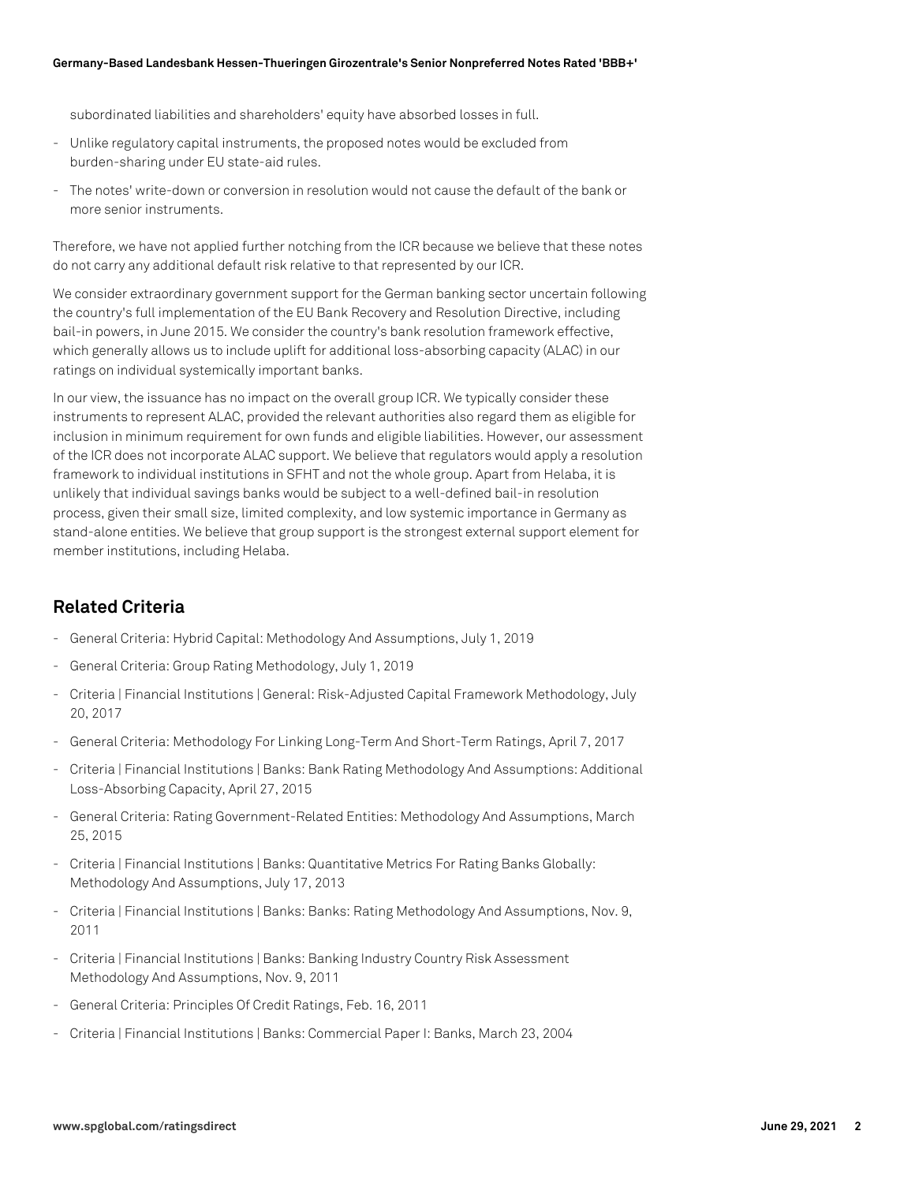subordinated liabilities and shareholders' equity have absorbed losses in full.

- Unlike regulatory capital instruments, the proposed notes would be excluded from burden-sharing under EU state-aid rules.
- The notes' write-down or conversion in resolution would not cause the default of the bank or more senior instruments.

Therefore, we have not applied further notching from the ICR because we believe that these notes do not carry any additional default risk relative to that represented by our ICR.

We consider extraordinary government support for the German banking sector uncertain following the country's full implementation of the EU Bank Recovery and Resolution Directive, including bail-in powers, in June 2015. We consider the country's bank resolution framework effective, which generally allows us to include uplift for additional loss-absorbing capacity (ALAC) in our ratings on individual systemically important banks.

In our view, the issuance has no impact on the overall group ICR. We typically consider these instruments to represent ALAC, provided the relevant authorities also regard them as eligible for inclusion in minimum requirement for own funds and eligible liabilities. However, our assessment of the ICR does not incorporate ALAC support. We believe that regulators would apply a resolution framework to individual institutions in SFHT and not the whole group. Apart from Helaba, it is unlikely that individual savings banks would be subject to a well-defined bail-in resolution process, given their small size, limited complexity, and low systemic importance in Germany as stand-alone entities. We believe that group support is the strongest external support element for member institutions, including Helaba.

## Related Criteria

- General Criteria: Hybrid Capital: Methodology And Assumptions, July 1, 2019
- General Criteria: Group Rating Methodology, July 1, 2019
- Criteria | Financial Institutions | General: Risk-Adjusted Capital Framework Methodology, July 20, 2017
- General Criteria: Methodology For Linking Long-Term And Short-Term Ratings, April 7, 2017
- Criteria | Financial Institutions | Banks: Bank Rating Methodology And Assumptions: Additional Loss-Absorbing Capacity, April 27, 2015
- General Criteria: Rating Government-Related Entities: Methodology And Assumptions, March 25, 2015
- Criteria | Financial Institutions | Banks: Quantitative Metrics For Rating Banks Globally: Methodology And Assumptions, July 17, 2013
- Criteria | Financial Institutions | Banks: Banks: Rating Methodology And Assumptions, Nov. 9, 2011
- Criteria | Financial Institutions | Banks: Banking Industry Country Risk Assessment Methodology And Assumptions, Nov. 9, 2011
- General Criteria: Principles Of Credit Ratings, Feb. 16, 2011
- Criteria | Financial Institutions | Banks: Commercial Paper I: Banks, March 23, 2004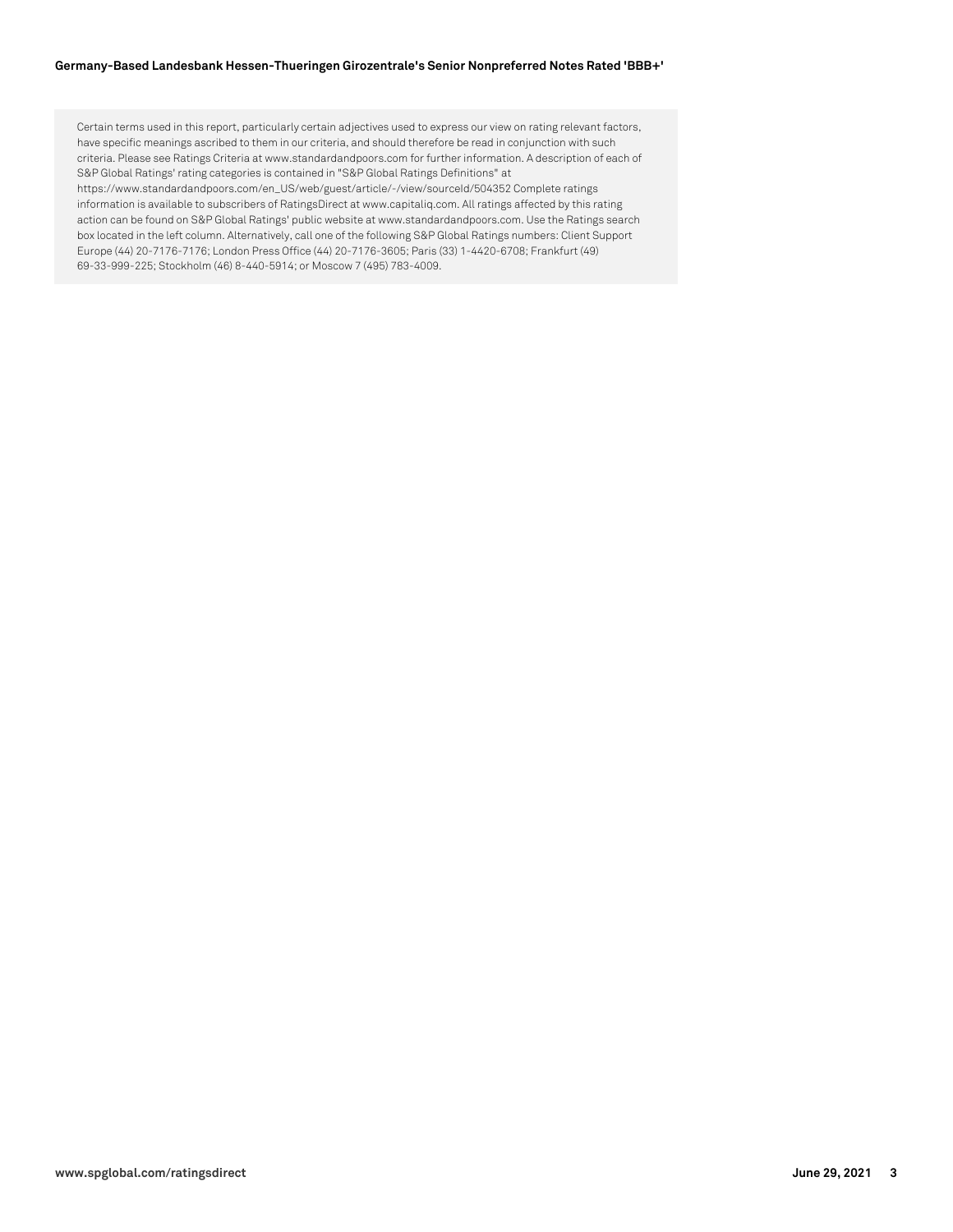Certain terms used in this report, particularly certain adjectives used to express our view on rating relevant factors, have specific meanings ascribed to them in our criteria, and should therefore be read in conjunction with such criteria. Please see Ratings Criteria at www.standardandpoors.com for further information. A description of each of S&P Global Ratings' rating categories is contained in "S&P Global Ratings Definitions" at https://www.standardandpoors.com/en_US/web/guest/article/-/view/sourceId/504352 Complete ratings information is available to subscribers of RatingsDirect at www.capitaliq.com. All ratings affected by this rating action can be found on S&P Global Ratings' public website at www.standardandpoors.com. Use the Ratings search box located in the left column. Alternatively, call one of the following S&P Global Ratings numbers: Client Support Europe (44) 20-7176-7176; London Press Office (44) 20-7176-3605; Paris (33) 1-4420-6708; Frankfurt (49) 69-33-999-225; Stockholm (46) 8-440-5914; or Moscow 7 (495) 783-4009.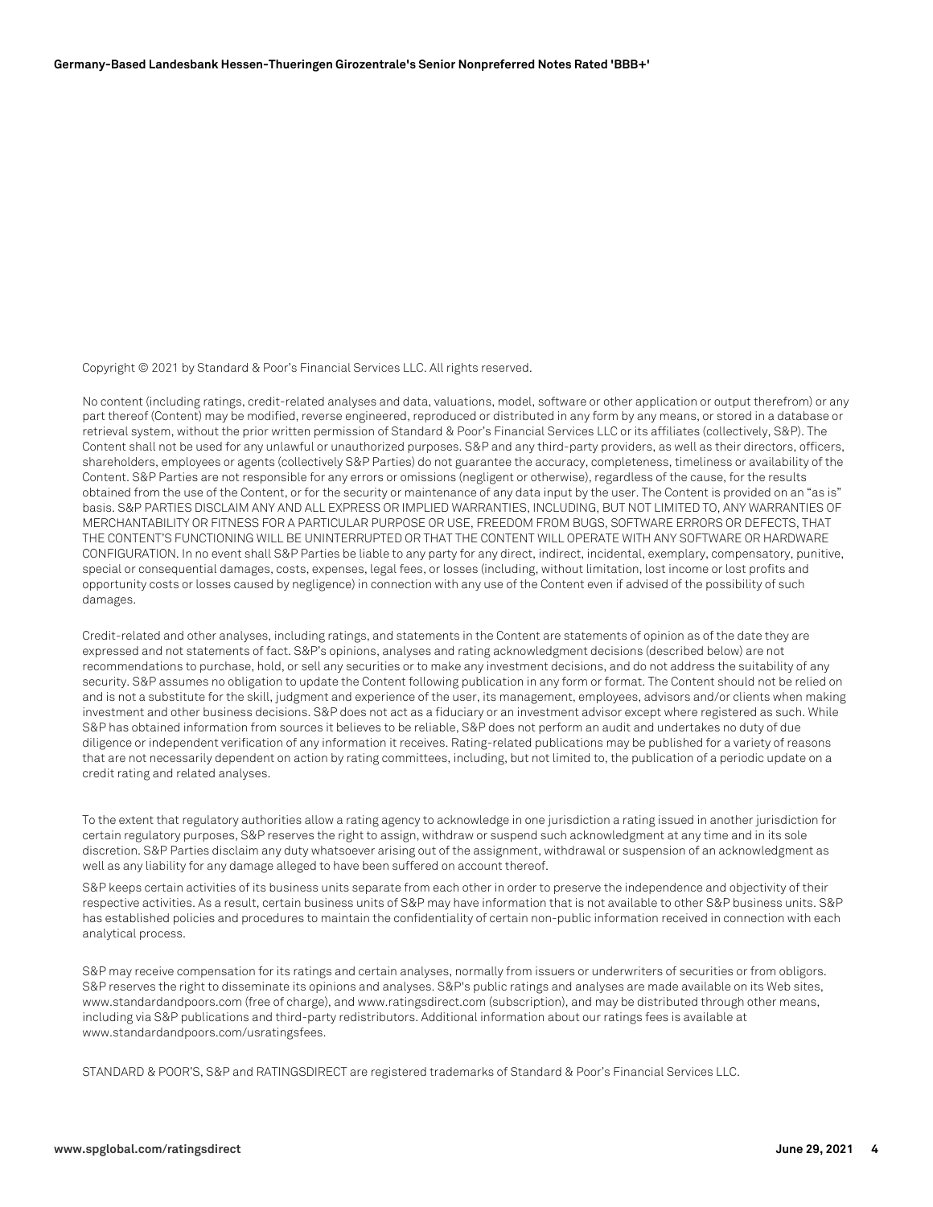Copyright © 2021 by Standard & Poor's Financial Services LLC. All rights reserved.

No content (including ratings, credit-related analyses and data, valuations, model, software or other application or output therefrom) or any part thereof (Content) may be modified, reverse engineered, reproduced or distributed in any form by any means, or stored in a database or retrieval system, without the prior written permission of Standard & Poor's Financial Services LLC or its affiliates (collectively, S&P). The Content shall not be used for any unlawful or unauthorized purposes. S&P and any third-party providers, as well as their directors, officers, shareholders, employees or agents (collectively S&P Parties) do not guarantee the accuracy, completeness, timeliness or availability of the Content. S&P Parties are not responsible for any errors or omissions (negligent or otherwise), regardless of the cause, for the results obtained from the use of the Content, or for the security or maintenance of any data input by the user. The Content is provided on an "as is" basis. S&P PARTIES DISCLAIM ANY AND ALL EXPRESS OR IMPLIED WARRANTIES, INCLUDING, BUT NOT LIMITED TO, ANY WARRANTIES OF MERCHANTABILITY OR FITNESS FOR A PARTICULAR PURPOSE OR USE, FREEDOM FROM BUGS, SOFTWARE ERRORS OR DEFECTS, THAT THE CONTENT'S FUNCTIONING WILL BE UNINTERRUPTED OR THAT THE CONTENT WILL OPERATE WITH ANY SOFTWARE OR HARDWARE CONFIGURATION. In no event shall S&P Parties be liable to any party for any direct, indirect, incidental, exemplary, compensatory, punitive, special or consequential damages, costs, expenses, legal fees, or losses (including, without limitation, lost income or lost profits and opportunity costs or losses caused by negligence) in connection with any use of the Content even if advised of the possibility of such damages.

Credit-related and other analyses, including ratings, and statements in the Content are statements of opinion as of the date they are expressed and not statements of fact. S&P's opinions, analyses and rating acknowledgment decisions (described below) are not recommendations to purchase, hold, or sell any securities or to make any investment decisions, and do not address the suitability of any security. S&P assumes no obligation to update the Content following publication in any form or format. The Content should not be relied on and is not a substitute for the skill, judgment and experience of the user, its management, employees, advisors and/or clients when making investment and other business decisions. S&P does not act as a fiduciary or an investment advisor except where registered as such. While S&P has obtained information from sources it believes to be reliable, S&P does not perform an audit and undertakes no duty of due diligence or independent verification of any information it receives. Rating-related publications may be published for a variety of reasons that are not necessarily dependent on action by rating committees, including, but not limited to, the publication of a periodic update on a credit rating and related analyses.

To the extent that regulatory authorities allow a rating agency to acknowledge in one jurisdiction a rating issued in another jurisdiction for certain regulatory purposes, S&P reserves the right to assign, withdraw or suspend such acknowledgment at any time and in its sole discretion. S&P Parties disclaim any duty whatsoever arising out of the assignment, withdrawal or suspension of an acknowledgment as well as any liability for any damage alleged to have been suffered on account thereof.

S&P keeps certain activities of its business units separate from each other in order to preserve the independence and objectivity of their respective activities. As a result, certain business units of S&P may have information that is not available to other S&P business units. S&P has established policies and procedures to maintain the confidentiality of certain non-public information received in connection with each analytical process.

S&P may receive compensation for its ratings and certain analyses, normally from issuers or underwriters of securities or from obligors. S&P reserves the right to disseminate its opinions and analyses. S&P's public ratings and analyses are made available on its Web sites, www.standardandpoors.com (free of charge), and www.ratingsdirect.com (subscription), and may be distributed through other means, including via S&P publications and third-party redistributors. Additional information about our ratings fees is available at www.standardandpoors.com/usratingsfees.

STANDARD & POOR'S, S&P and RATINGSDIRECT are registered trademarks of Standard & Poor's Financial Services LLC.